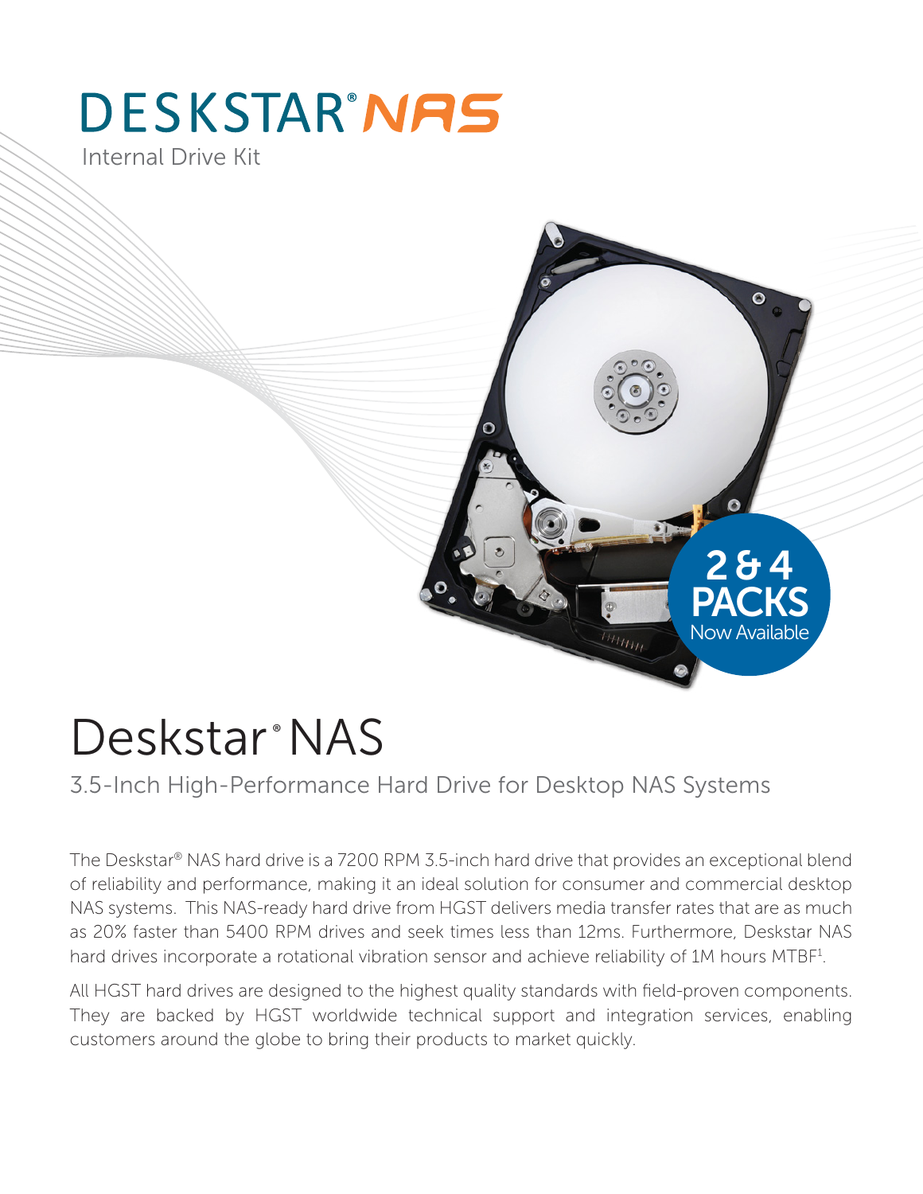# DESKSTAR® NAS

Internal Drive Kit

2 & 4 PACKS Now Available

# Deskstar® NAS

## 3.5-Inch High-Performance Hard Drive for Desktop NAS Systems

The Deskstar® NAS hard drive is a 7200 RPM 3.5-inch hard drive that provides an exceptional blend of reliability and performance, making it an ideal solution for consumer and commercial desktop NAS systems. This NAS-ready hard drive from HGST delivers media transfer rates that are as much as 20% faster than 5400 RPM drives and seek times less than 12ms. Furthermore, Deskstar NAS hard drives incorporate a rotational vibration sensor and achieve reliability of 1M hours MTBF[1].

All HGST hard drives are designed to the highest quality standards with field-proven components. They are backed by HGST worldwide technical support and integration services, enabling customers around the globe to bring their products to market quickly.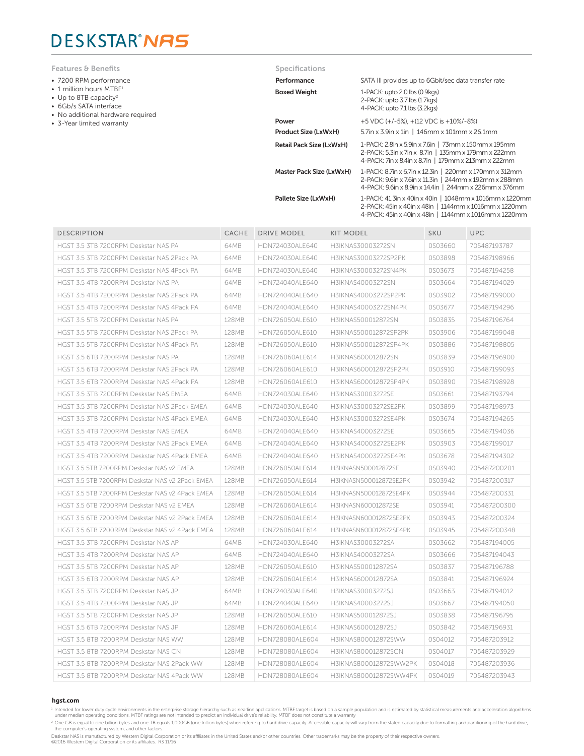# DESKSTAR® NAS

## Features & Benefits

- 7200 RPM performance
- 1 million hours MTBF[1]
- Up to 8TB capacity[2]
- 6Gb/s SATA interface
- No additional hardware required
- 3-Year limited warranty

## Specifications

| | |
|---|---|
| **Performance** | SATA III provides up to 6Gbit/sec data transfer rate |
| **Boxed Weight** | 1-PACK: upto 2.0 lbs (0.9kgs)<br>2-PACK: upto 3.7 lbs (1.7kgs)<br>4-PACK: upto 7.1 lbs (3.2kgs) |
| **Power** | +5 VDC (+/-5%), +(12 VDC is +10%/-8%) |
| **Product Size (LxWxH)** | 5.7in x 3.9in x 1in \| 146mm x 101mm x 26.1mm |
| **Retail Pack Size (LxWxH)** | 1-PACK: 2.8in x 5.9in x 7.6in \| 73mm x 150mm x 195mm<br>2-PACK: 5.3in x 7in x 8.7in \| 135mm x 179mm x 222mm<br>4-PACK: 7in x 8.4in x 8.7in \| 179mm x 213mm x 222mm |
| **Master Pack Size (LxWxH)** | 1-PACK: 8.7in x 6.7in x 12.3in \| 220mm x 170mm x 312mm<br>2-PACK: 9.6in x 7.6in x 11.3in \| 244mm x 192mm x 288mm<br>4-PACK: 9.6in x 8.9in x 14.4in \| 244mm x 226mm x 376mm |
| **Pallete Size (LxWxH)** | 1-PACK: 41.3in x 40in x 40in \| 1048mm x 1016mm x 1220mm<br>2-PACK: 45in x 40in x 48in \| 1144mm x 1016mm x 1220mm<br>4-PACK: 45in x 40in x 48in \| 1144mm x 1016mm x 1220mm |

| DESCRIPTION | CACHE | DRIVE MODEL | KIT MODEL | SKU | UPC |
|---|---|---|---|---|---|
| HGST 3.5 3TB 7200RPM Deskstar NAS PA | 64MB | HDN724030ALE640 | H3IKNAS30003272SN | 0S03660 | 705487193787 |
| HGST 3.5 3TB 7200RPM Deskstar NAS 2Pack PA | 64MB | HDN724030ALE640 | H3IKNAS30003272SP2PK | 0S03898 | 705487198966 |
| HGST 3.5 3TB 7200RPM Deskstar NAS 4Pack PA | 64MB | HDN724030ALE640 | H3IKNAS30003272SN4PK | 0S03673 | 705487194258 |
| HGST 3.5 4TB 7200RPM Deskstar NAS PA | 64MB | HDN724040ALE640 | H3IKNAS40003272SN | 0S03664 | 705487194029 |
| HGST 3.5 4TB 7200RPM Deskstar NAS 2Pack PA | 64MB | HDN724040ALE640 | H3IKNAS40003272SP2PK | 0S03902 | 705487199000 |
| HGST 3.5 4TB 7200RPM Deskstar NAS 4Pack PA | 64MB | HDN724040ALE640 | H3IKNAS40003272SN4PK | 0S03677 | 705487194296 |
| HGST 3.5 5TB 7200RPM Deskstar NAS PA | 128MB | HDN726050ALE610 | H3IKNAS500012872SN | 0S03835 | 705487196764 |
| HGST 3.5 5TB 7200RPM Deskstar NAS 2Pack PA | 128MB | HDN726050ALE610 | H3IKNAS500012872SP2PK | 0S03906 | 705487199048 |
| HGST 3.5 5TB 7200RPM Deskstar NAS 4Pack PA | 128MB | HDN726050ALE610 | H3IKNAS500012872SP4PK | 0S03886 | 705487198805 |
| HGST 3.5 6TB 7200RPM Deskstar NAS PA | 128MB | HDN726060ALE614 | H3IKNAS600012872SN | 0S03839 | 705487196900 |
| HGST 3.5 6TB 7200RPM Deskstar NAS 2Pack PA | 128MB | HDN726060ALE610 | H3IKNAS600012872SP2PK | 0S03910 | 705487199093 |
| HGST 3.5 6TB 7200RPM Deskstar NAS 4Pack PA | 128MB | HDN726060ALE610 | H3IKNAS600012872SP4PK | 0S03890 | 705487198928 |
| HGST 3.5 3TB 7200RPM Deskstar NAS EMEA | 64MB | HDN724030ALE640 | H3IKNAS30003272SE | 0S03661 | 705487193794 |
| HGST 3.5 3TB 7200RPM Deskstar NAS 2Pack EMEA | 64MB | HDN724030ALE640 | H3IKNAS30003272SE2PK | 0S03899 | 705487198973 |
| HGST 3.5 3TB 7200RPM Deskstar NAS 4Pack EMEA | 64MB | HDN724030ALE640 | H3IKNAS30003272SE4PK | 0S03674 | 705487194265 |
| HGST 3.5 4TB 7200RPM Deskstar NAS EMEA | 64MB | HDN724040ALE640 | H3IKNAS40003272SE | 0S03665 | 705487194036 |
| HGST 3.5 4TB 7200RPM Deskstar NAS 2Pack EMEA | 64MB | HDN724040ALE640 | H3IKNAS40003272SE2PK | 0S03903 | 705487199017 |
| HGST 3.5 4TB 7200RPM Deskstar NAS 4Pack EMEA | 64MB | HDN724040ALE640 | H3IKNAS40003272SE4PK | 0S03678 | 705487194302 |
| HGST 3.5 5TB 7200RPM Deskstar NAS v2 EMEA | 128MB | HDN726050ALE614 | H3IKNASN500012872SE | 0S03940 | 705487200201 |
| HGST 3.5 5TB 7200RPM Deskstar NAS v2 2Pack EMEA | 128MB | HDN726050ALE614 | H3IKNASN500012872SE2PK | 0S03942 | 705487200317 |
| HGST 3.5 5TB 7200RPM Deskstar NAS v2 4Pack EMEA | 128MB | HDN726050ALE614 | H3IKNASN500012872SE4PK | 0S03944 | 705487200331 |
| HGST 3.5 6TB 7200RPM Deskstar NAS v2 EMEA | 128MB | HDN726060ALE614 | H3IKNASN600012872SE | 0S03941 | 705487200300 |
| HGST 3.5 6TB 7200RPM Deskstar NAS v2 2Pack EMEA | 128MB | HDN726060ALE614 | H3IKNASN600012872SE2PK | 0S03943 | 705487200324 |
| HGST 3.5 6TB 7200RPM Deskstar NAS v2 4Pack EMEA | 128MB | HDN726060ALE614 | H3IKNASN600012872SE4PK | 0S03945 | 705487200348 |
| HGST 3.5 3TB 7200RPM Deskstar NAS AP | 64MB | HDN724030ALE640 | H3IKNAS30003272SA | 0S03662 | 705487194005 |
| HGST 3.5 4TB 7200RPM Deskstar NAS AP | 64MB | HDN724040ALE640 | H3IKNAS40003272SA | 0S03666 | 705487194043 |
| HGST 3.5 5TB 7200RPM Deskstar NAS AP | 128MB | HDN726050ALE610 | H3IKNAS500012872SA | 0S03837 | 705487196788 |
| HGST 3.5 6TB 7200RPM Deskstar NAS AP | 128MB | HDN726060ALE614 | H3IKNAS600012872SA | 0S03841 | 705487196924 |
| HGST 3.5 3TB 7200RPM Deskstar NAS JP | 64MB | HDN724030ALE640 | H3IKNAS30003272SJ | 0S03663 | 705487194012 |
| HGST 3.5 4TB 7200RPM Deskstar NAS JP | 64MB | HDN724040ALE640 | H3IKNAS40003272SJ | 0S03667 | 705487194050 |
| HGST 3.5 5TB 7200RPM Deskstar NAS JP | 128MB | HDN726050ALE610 | H3IKNAS500012872SJ | 0S03838 | 705487196795 |
| HGST 3.5 6TB 7200RPM Deskstar NAS JP | 128MB | HDN726060ALE614 | H3IKNAS600012872SJ | 0S03842 | 705487196931 |
| HGST 3.5 8TB 7200RPM Deskstar NAS WW | 128MB | HDN728080ALE604 | H3IKNAS800012872SWW | 0S04012 | 705487203912 |
| HGST 3.5 8TB 7200RPM Deskstar NAS CN | 128MB | HDN728080ALE604 | H3IKNAS800012872SCN | 0S04017 | 705487203929 |
| HGST 3.5 8TB 7200RPM Deskstar NAS 2Pack WW | 128MB | HDN728080ALE604 | H3IKNAS800012872SWW2PK | 0S04018 | 705487203936 |
| HGST 3.5 8TB 7200RPM Deskstar NAS 4Pack WW | 128MB | HDN728080ALE604 | H3IKNAS800012872SWW4PK | 0S04019 | 705487203943 |

**hgst.com**

[1] Intended for lower duty cycle environments in the enterprise storage hierarchy such as nearline applications. MTBF target is based on a sample population and is estimated by statistical measurements and acceleration algorithms under median operating conditions. MTBF ratings are not intended to predict an individual drive's reliability. MTBF does not constitute a warranty

[2] One GB is equal to one billion bytes and one TB equals 1,000GB (one trillion bytes) when referring to hard drive capacity. Accessible capacity will vary from the stated capacity due to formatting and partitioning of the hard drive, the computer's operating system, and other factors.

Deskstar NAS is manufactured by Western Digital Corporation or its affiliates in the United States and/or other countries. Other trademarks may be the property of their respective owners.
©2016 Western Digital Corporation or its affiliates. R3 11/16